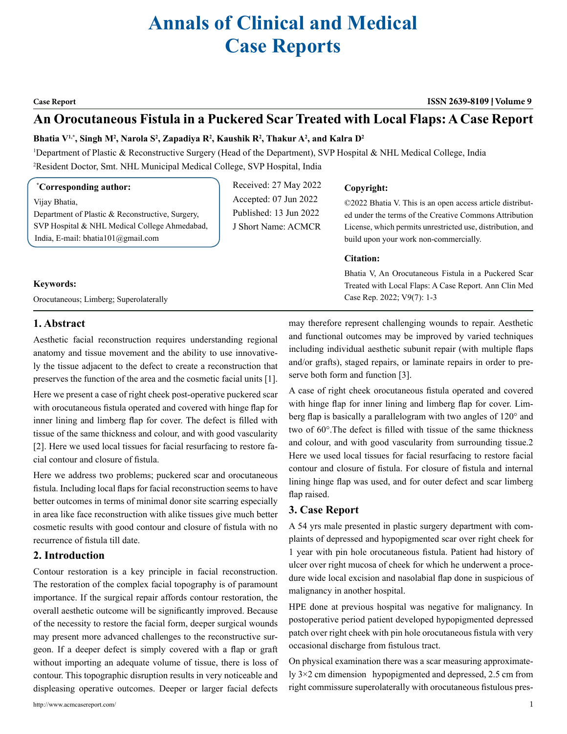# Annals of Clinical and Medical Case Reports

**Case Report**

## An Orocutaneous Fistula in a Puckered Scar Treated with Local Flaps: A Case Report

**Bhatia V[1,*], Singh M[2], Narola S[2], Zapadiya R[2], Kaushik R[2], Thakur A[2], and Kalra D[2]**

[1]Department of Plastic & Reconstructive Surgery (Head of the Department), SVP Hospital & NHL Medical College, India

[2]Resident Doctor, Smt. NHL Municipal Medical College, SVP Hospital, India

**[*]Corresponding author:**

Vijay Bhatia,
Department of Plastic & Reconstructive, Surgery, SVP Hospital & NHL Medical College Ahmedabad, India, E-mail: bhatia101@gmail.com

Received: 27 May 2022
Accepted: 07 Jun 2022
Published: 13 Jun 2022
J Short Name: ACMCR

**Copyright:**

©2022 Bhatia V. This is an open access article distributed under the terms of the Creative Commons Attribution License, which permits unrestricted use, distribution, and build upon your work non-commercially.

**Citation:**

Bhatia V, An Orocutaneous Fistula in a Puckered Scar Treated with Local Flaps: A Case Report. Ann Clin Med Case Rep. 2022; V9(7): 1-3

**Keywords:**

Orocutaneous; Limberg; Superolaterally

## 1. Abstract

Aesthetic facial reconstruction requires understanding regional anatomy and tissue movement and the ability to use innovatively the tissue adjacent to the defect to create a reconstruction that preserves the function of the area and the cosmetic facial units [1].

Here we present a case of right cheek post-operative puckered scar with orocutaneous fistula operated and covered with hinge flap for inner lining and limberg flap for cover. The defect is filled with tissue of the same thickness and colour, and with good vascularity [2]. Here we used local tissues for facial resurfacing to restore facial contour and closure of fistula.

Here we address two problems; puckered scar and orocutaneous fistula. Including local flaps for facial reconstruction seems to have better outcomes in terms of minimal donor site scarring especially in area like face reconstruction with alike tissues give much better cosmetic results with good contour and closure of fistula with no recurrence of fistula till date.

## 2. Introduction

Contour restoration is a key principle in facial reconstruction. The restoration of the complex facial topography is of paramount importance. If the surgical repair affords contour restoration, the overall aesthetic outcome will be significantly improved. Because of the necessity to restore the facial form, deeper surgical wounds may present more advanced challenges to the reconstructive surgeon. If a deeper defect is simply covered with a flap or graft without importing an adequate volume of tissue, there is loss of contour. This topographic disruption results in very noticeable and displeasing operative outcomes. Deeper or larger facial defects may therefore represent challenging wounds to repair. Aesthetic and functional outcomes may be improved by varied techniques including individual aesthetic subunit repair (with multiple flaps and/or grafts), staged repairs, or laminate repairs in order to preserve both form and function [3].

A case of right cheek orocutaneous fistula operated and covered with hinge flap for inner lining and limberg flap for cover. Limberg flap is basically a parallelogram with two angles of 120° and two of 60°.The defect is filled with tissue of the same thickness and colour, and with good vascularity from surrounding tissue.2 Here we used local tissues for facial resurfacing to restore facial contour and closure of fistula. For closure of fistula and internal lining hinge flap was used, and for outer defect and scar limberg flap raised.

## 3. Case Report

A 54 yrs male presented in plastic surgery department with complaints of depressed and hypopigmented scar over right cheek for 1 year with pin hole orocutaneous fistula. Patient had history of ulcer over right mucosa of cheek for which he underwent a procedure wide local excision and nasolabial flap done in suspicious of malignancy in another hospital.

HPE done at previous hospital was negative for malignancy. In postoperative period patient developed hypopigmented depressed patch over right cheek with pin hole orocutaneous fistula with very occasional discharge from fistulous tract.

On physical examination there was a scar measuring approximately 3×2 cm dimension hypopigmented and depressed, 2.5 cm from right commissure superolaterally with orocutaneous fistulous pres-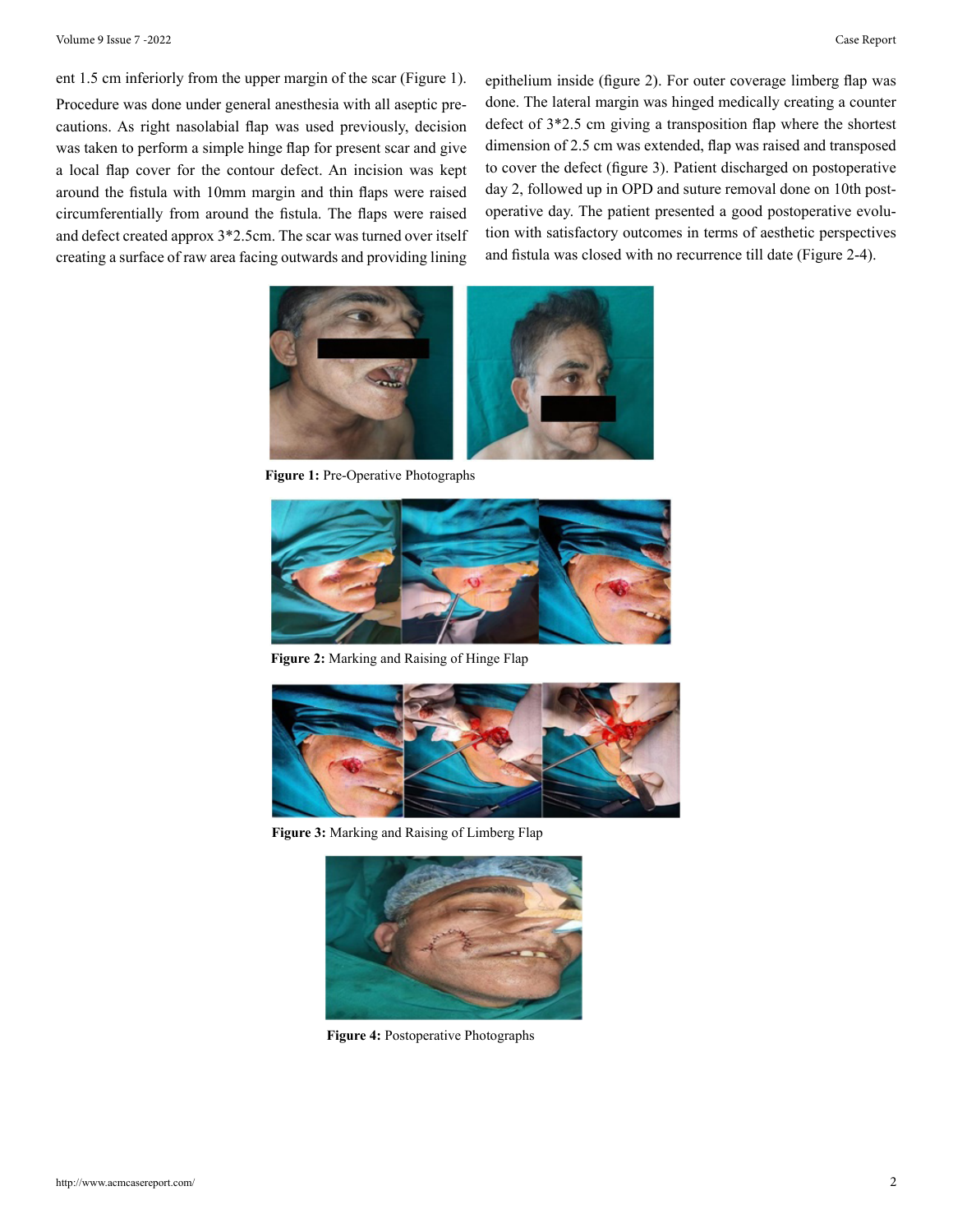ent 1.5 cm inferiorly from the upper margin of the scar (Figure 1).

Procedure was done under general anesthesia with all aseptic precautions. As right nasolabial flap was used previously, decision was taken to perform a simple hinge flap for present scar and give a local flap cover for the contour defect. An incision was kept around the fistula with 10mm margin and thin flaps were raised circumferentially from around the fistula. The flaps were raised and defect created approx 3*2.5cm. The scar was turned over itself creating a surface of raw area facing outwards and providing lining epithelium inside (figure 2). For outer coverage limberg flap was done. The lateral margin was hinged medically creating a counter defect of 3*2.5 cm giving a transposition flap where the shortest dimension of 2.5 cm was extended, flap was raised and transposed to cover the defect (figure 3). Patient discharged on postoperative day 2, followed up in OPD and suture removal done on 10th postoperative day. The patient presented a good postoperative evolution with satisfactory outcomes in terms of aesthetic perspectives and fistula was closed with no recurrence till date (Figure 2-4).

**Figure 1:** Pre-Operative Photographs

**Figure 2:** Marking and Raising of Hinge Flap

**Figure 3:** Marking and Raising of Limberg Flap

**Figure 4:** Postoperative Photographs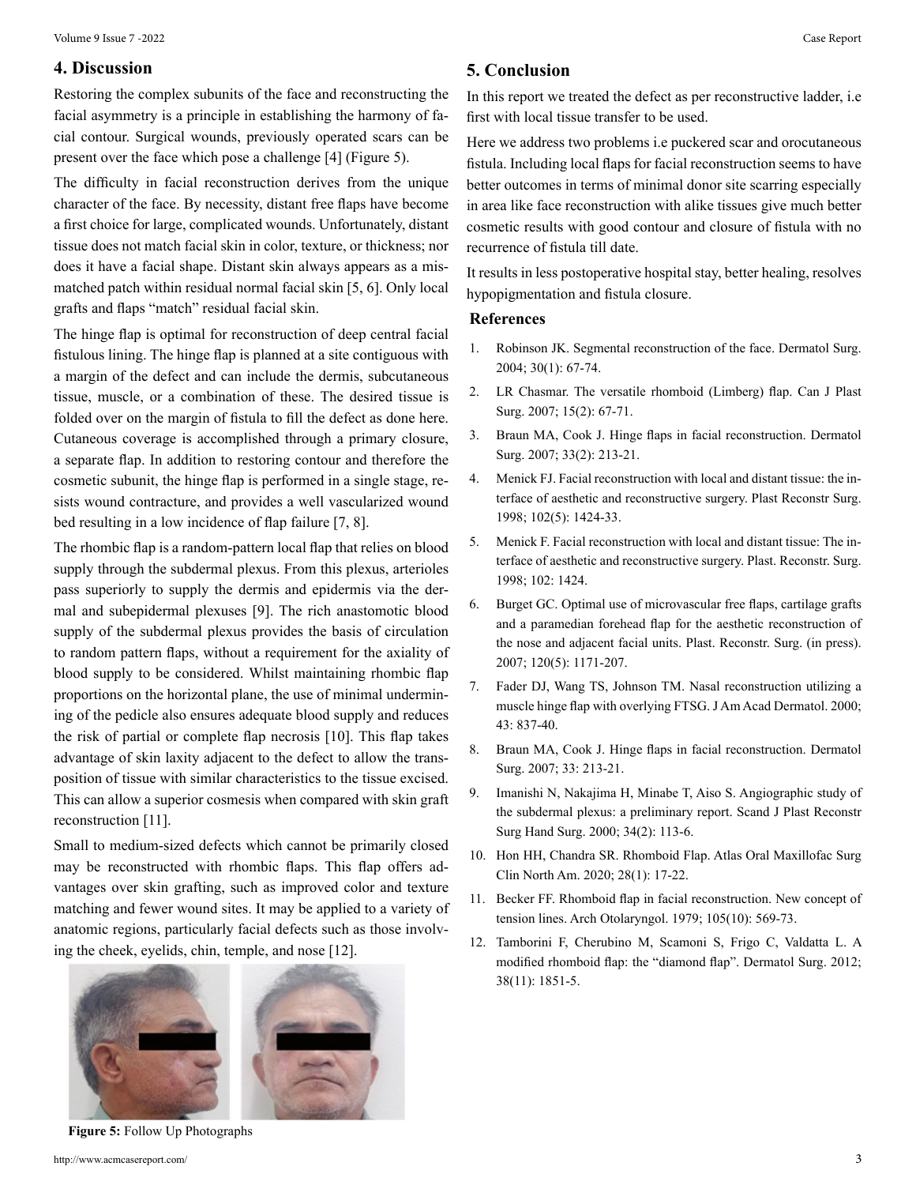## 4. Discussion

Restoring the complex subunits of the face and reconstructing the facial asymmetry is a principle in establishing the harmony of facial contour. Surgical wounds, previously operated scars can be present over the face which pose a challenge [4] (Figure 5).

The difficulty in facial reconstruction derives from the unique character of the face. By necessity, distant free flaps have become a first choice for large, complicated wounds. Unfortunately, distant tissue does not match facial skin in color, texture, or thickness; nor does it have a facial shape. Distant skin always appears as a mismatched patch within residual normal facial skin [5, 6]. Only local grafts and flaps "match" residual facial skin.

The hinge flap is optimal for reconstruction of deep central facial fistulous lining. The hinge flap is planned at a site contiguous with a margin of the defect and can include the dermis, subcutaneous tissue, muscle, or a combination of these. The desired tissue is folded over on the margin of fistula to fill the defect as done here. Cutaneous coverage is accomplished through a primary closure, a separate flap. In addition to restoring contour and therefore the cosmetic subunit, the hinge flap is performed in a single stage, resists wound contracture, and provides a well vascularized wound bed resulting in a low incidence of flap failure [7, 8].

The rhombic flap is a random-pattern local flap that relies on blood supply through the subdermal plexus. From this plexus, arterioles pass superiorly to supply the dermis and epidermis via the dermal and subepidermal plexuses [9]. The rich anastomotic blood supply of the subdermal plexus provides the basis of circulation to random pattern flaps, without a requirement for the axiality of blood supply to be considered. Whilst maintaining rhombic flap proportions on the horizontal plane, the use of minimal undermining of the pedicle also ensures adequate blood supply and reduces the risk of partial or complete flap necrosis [10]. This flap takes advantage of skin laxity adjacent to the defect to allow the transposition of tissue with similar characteristics to the tissue excised. This can allow a superior cosmesis when compared with skin graft reconstruction [11].

Small to medium-sized defects which cannot be primarily closed may be reconstructed with rhombic flaps. This flap offers advantages over skin grafting, such as improved color and texture matching and fewer wound sites. It may be applied to a variety of anatomic regions, particularly facial defects such as those involving the cheek, eyelids, chin, temple, and nose [12].

**Figure 5:** Follow Up Photographs

## 5. Conclusion

In this report we treated the defect as per reconstructive ladder, i.e first with local tissue transfer to be used.

Here we address two problems i.e puckered scar and orocutaneous fistula. Including local flaps for facial reconstruction seems to have better outcomes in terms of minimal donor site scarring especially in area like face reconstruction with alike tissues give much better cosmetic results with good contour and closure of fistula with no recurrence of fistula till date.

It results in less postoperative hospital stay, better healing, resolves hypopigmentation and fistula closure.

## References

1. Robinson JK. Segmental reconstruction of the face. Dermatol Surg. 2004; 30(1): 67-74.
2. LR Chasmar. The versatile rhomboid (Limberg) flap. Can J Plast Surg. 2007; 15(2): 67-71.
3. Braun MA, Cook J. Hinge flaps in facial reconstruction. Dermatol Surg. 2007; 33(2): 213-21.
4. Menick FJ. Facial reconstruction with local and distant tissue: the interface of aesthetic and reconstructive surgery. Plast Reconstr Surg. 1998; 102(5): 1424-33.
5. Menick F. Facial reconstruction with local and distant tissue: The interface of aesthetic and reconstructive surgery. Plast. Reconstr. Surg. 1998; 102: 1424.
6. Burget GC. Optimal use of microvascular free flaps, cartilage grafts and a paramedian forehead flap for the aesthetic reconstruction of the nose and adjacent facial units. Plast. Reconstr. Surg. (in press). 2007; 120(5): 1171-207.
7. Fader DJ, Wang TS, Johnson TM. Nasal reconstruction utilizing a muscle hinge flap with overlying FTSG. J Am Acad Dermatol. 2000; 43: 837-40.
8. Braun MA, Cook J. Hinge flaps in facial reconstruction. Dermatol Surg. 2007; 33: 213-21.
9. Imanishi N, Nakajima H, Minabe T, Aiso S. Angiographic study of the subdermal plexus: a preliminary report. Scand J Plast Reconstr Surg Hand Surg. 2000; 34(2): 113-6.
10. Hon HH, Chandra SR. Rhomboid Flap. Atlas Oral Maxillofac Surg Clin North Am. 2020; 28(1): 17-22.
11. Becker FF. Rhomboid flap in facial reconstruction. New concept of tension lines. Arch Otolaryngol. 1979; 105(10): 569-73.
12. Tamborini F, Cherubino M, Scamoni S, Frigo C, Valdatta L. A modified rhomboid flap: the "diamond flap". Dermatol Surg. 2012; 38(11): 1851-5.